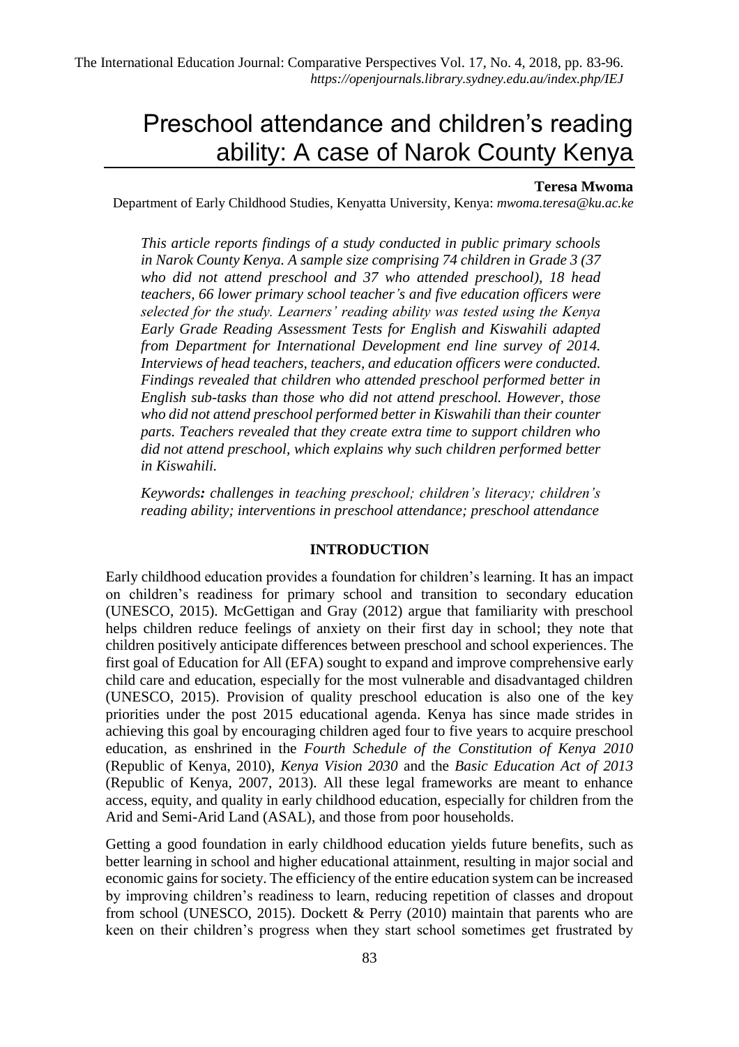# Preschool attendance and children's reading ability: A case of Narok County Kenya

**Teresa Mwoma**

Department of Early Childhood Studies, Kenyatta University, Kenya: *mwoma.teresa@ku.ac.ke*

*This article reports findings of a study conducted in public primary schools in Narok County Kenya. A sample size comprising 74 children in Grade 3 (37 who did not attend preschool and 37 who attended preschool), 18 head teachers, 66 lower primary school teacher's and five education officers were selected for the study. Learners' reading ability was tested using the Kenya Early Grade Reading Assessment Tests for English and Kiswahili adapted from Department for International Development end line survey of 2014. Interviews of head teachers, teachers, and education officers were conducted. Findings revealed that children who attended preschool performed better in English sub-tasks than those who did not attend preschool. However, those who did not attend preschool performed better in Kiswahili than their counter parts. Teachers revealed that they create extra time to support children who did not attend preschool, which explains why such children performed better in Kiswahili.*

*Keywords**:** challenges in teaching preschool; children's literacy; children's reading ability; interventions in preschool attendance; preschool attendance*

## INTRODUCTION

Early childhood education provides a foundation for children's learning. It has an impact on children's readiness for primary school and transition to secondary education (UNESCO, 2015). McGettigan and Gray (2012) argue that familiarity with preschool helps children reduce feelings of anxiety on their first day in school; they note that children positively anticipate differences between preschool and school experiences. The first goal of Education for All (EFA) sought to expand and improve comprehensive early child care and education, especially for the most vulnerable and disadvantaged children (UNESCO, 2015). Provision of quality preschool education is also one of the key priorities under the post 2015 educational agenda. Kenya has since made strides in achieving this goal by encouraging children aged four to five years to acquire preschool education, as enshrined in the *Fourth Schedule of the Constitution of Kenya 2010* (Republic of Kenya, 2010), *Kenya Vision 2030* and the *Basic Education Act of 2013* (Republic of Kenya, 2007, 2013). All these legal frameworks are meant to enhance access, equity, and quality in early childhood education, especially for children from the Arid and Semi-Arid Land (ASAL), and those from poor households.

Getting a good foundation in early childhood education yields future benefits, such as better learning in school and higher educational attainment, resulting in major social and economic gains for society. The efficiency of the entire education system can be increased by improving children's readiness to learn, reducing repetition of classes and dropout from school (UNESCO, 2015). Dockett & Perry (2010) maintain that parents who are keen on their children's progress when they start school sometimes get frustrated by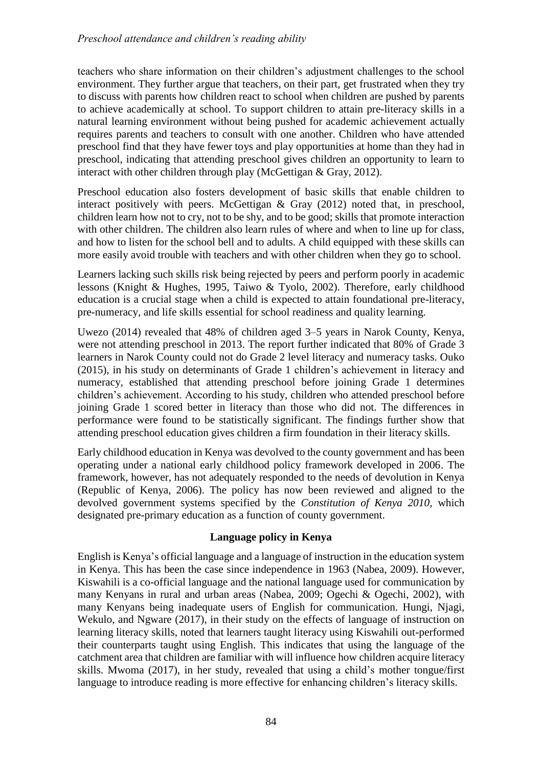teachers who share information on their children's adjustment challenges to the school environment. They further argue that teachers, on their part, get frustrated when they try to discuss with parents how children react to school when children are pushed by parents to achieve academically at school. To support children to attain pre-literacy skills in a natural learning environment without being pushed for academic achievement actually requires parents and teachers to consult with one another. Children who have attended preschool find that they have fewer toys and play opportunities at home than they had in preschool, indicating that attending preschool gives children an opportunity to learn to interact with other children through play (McGettigan & Gray, 2012).

Preschool education also fosters development of basic skills that enable children to interact positively with peers. McGettigan & Gray (2012) noted that, in preschool, children learn how not to cry, not to be shy, and to be good; skills that promote interaction with other children. The children also learn rules of where and when to line up for class, and how to listen for the school bell and to adults. A child equipped with these skills can more easily avoid trouble with teachers and with other children when they go to school.

Learners lacking such skills risk being rejected by peers and perform poorly in academic lessons (Knight & Hughes, 1995, Taiwo & Tyolo, 2002). Therefore, early childhood education is a crucial stage when a child is expected to attain foundational pre-literacy, pre-numeracy, and life skills essential for school readiness and quality learning.

Uwezo (2014) revealed that 48% of children aged 3–5 years in Narok County, Kenya, were not attending preschool in 2013. The report further indicated that 80% of Grade 3 learners in Narok County could not do Grade 2 level literacy and numeracy tasks. Ouko (2015), in his study on determinants of Grade 1 children's achievement in literacy and numeracy, established that attending preschool before joining Grade 1 determines children's achievement. According to his study, children who attended preschool before joining Grade 1 scored better in literacy than those who did not. The differences in performance were found to be statistically significant. The findings further show that attending preschool education gives children a firm foundation in their literacy skills.

Early childhood education in Kenya was devolved to the county government and has been operating under a national early childhood policy framework developed in 2006. The framework, however, has not adequately responded to the needs of devolution in Kenya (Republic of Kenya, 2006). The policy has now been reviewed and aligned to the devolved government systems specified by the *Constitution of Kenya 2010*, which designated pre-primary education as a function of county government.

## Language policy in Kenya

English is Kenya's official language and a language of instruction in the education system in Kenya. This has been the case since independence in 1963 (Nabea, 2009). However, Kiswahili is a co-official language and the national language used for communication by many Kenyans in rural and urban areas (Nabea, 2009; Ogechi & Ogechi, 2002), with many Kenyans being inadequate users of English for communication. Hungi, Njagi, Wekulo, and Ngware (2017), in their study on the effects of language of instruction on learning literacy skills, noted that learners taught literacy using Kiswahili out-performed their counterparts taught using English. This indicates that using the language of the catchment area that children are familiar with will influence how children acquire literacy skills. Mwoma (2017), in her study, revealed that using a child's mother tongue/first language to introduce reading is more effective for enhancing children's literacy skills.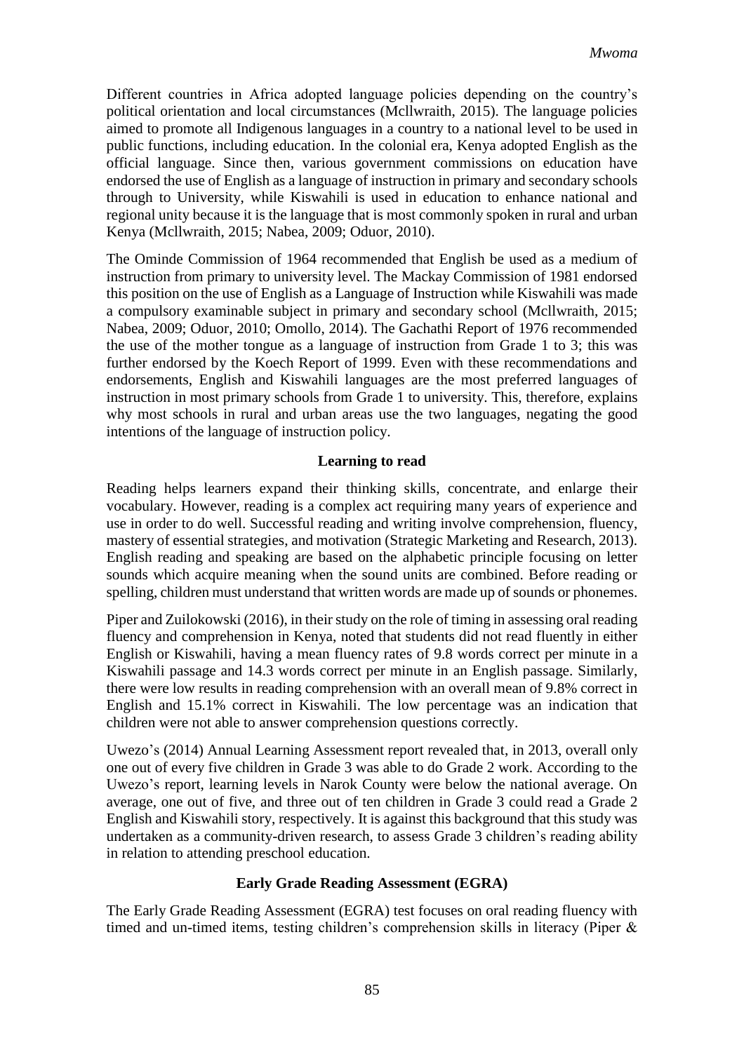Different countries in Africa adopted language policies depending on the country's political orientation and local circumstances (Mcllwraith, 2015). The language policies aimed to promote all Indigenous languages in a country to a national level to be used in public functions, including education. In the colonial era, Kenya adopted English as the official language. Since then, various government commissions on education have endorsed the use of English as a language of instruction in primary and secondary schools through to University, while Kiswahili is used in education to enhance national and regional unity because it is the language that is most commonly spoken in rural and urban Kenya (Mcllwraith, 2015; Nabea, 2009; Oduor, 2010).

The Ominde Commission of 1964 recommended that English be used as a medium of instruction from primary to university level. The Mackay Commission of 1981 endorsed this position on the use of English as a Language of Instruction while Kiswahili was made a compulsory examinable subject in primary and secondary school (Mcllwraith, 2015; Nabea, 2009; Oduor, 2010; Omollo, 2014). The Gachathi Report of 1976 recommended the use of the mother tongue as a language of instruction from Grade 1 to 3; this was further endorsed by the Koech Report of 1999. Even with these recommendations and endorsements, English and Kiswahili languages are the most preferred languages of instruction in most primary schools from Grade 1 to university. This, therefore, explains why most schools in rural and urban areas use the two languages, negating the good intentions of the language of instruction policy.

## Learning to read

Reading helps learners expand their thinking skills, concentrate, and enlarge their vocabulary. However, reading is a complex act requiring many years of experience and use in order to do well. Successful reading and writing involve comprehension, fluency, mastery of essential strategies, and motivation (Strategic Marketing and Research, 2013). English reading and speaking are based on the alphabetic principle focusing on letter sounds which acquire meaning when the sound units are combined. Before reading or spelling, children must understand that written words are made up of sounds or phonemes.

Piper and Zuilokowski (2016), in their study on the role of timing in assessing oral reading fluency and comprehension in Kenya, noted that students did not read fluently in either English or Kiswahili, having a mean fluency rates of 9.8 words correct per minute in a Kiswahili passage and 14.3 words correct per minute in an English passage. Similarly, there were low results in reading comprehension with an overall mean of 9.8% correct in English and 15.1% correct in Kiswahili. The low percentage was an indication that children were not able to answer comprehension questions correctly.

Uwezo's (2014) Annual Learning Assessment report revealed that, in 2013, overall only one out of every five children in Grade 3 was able to do Grade 2 work. According to the Uwezo's report, learning levels in Narok County were below the national average. On average, one out of five, and three out of ten children in Grade 3 could read a Grade 2 English and Kiswahili story, respectively. It is against this background that this study was undertaken as a community-driven research, to assess Grade 3 children's reading ability in relation to attending preschool education.

## Early Grade Reading Assessment (EGRA)

The Early Grade Reading Assessment (EGRA) test focuses on oral reading fluency with timed and un-timed items, testing children's comprehension skills in literacy (Piper &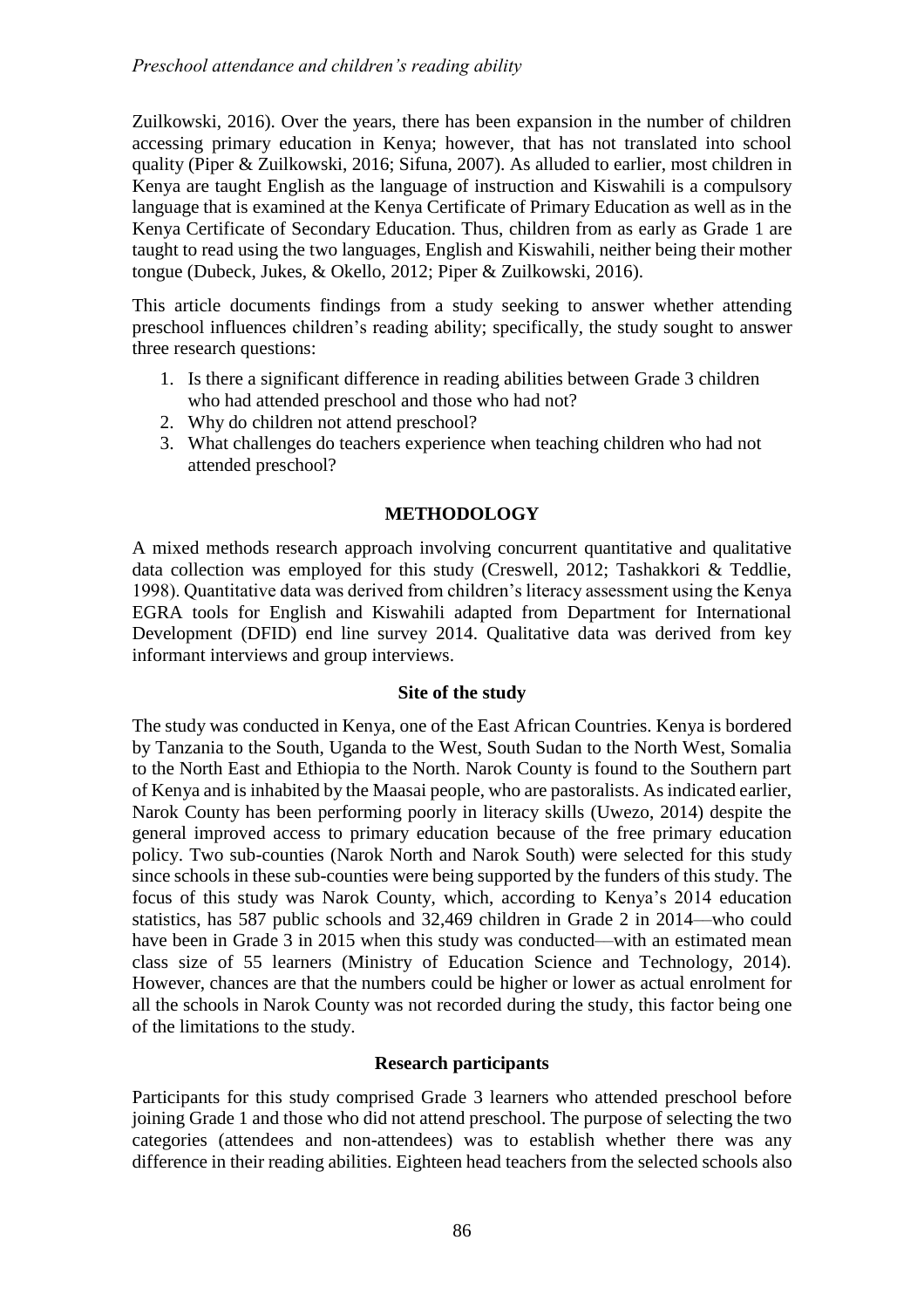Zuilkowski, 2016). Over the years, there has been expansion in the number of children accessing primary education in Kenya; however, that has not translated into school quality (Piper & Zuilkowski, 2016; Sifuna, 2007). As alluded to earlier, most children in Kenya are taught English as the language of instruction and Kiswahili is a compulsory language that is examined at the Kenya Certificate of Primary Education as well as in the Kenya Certificate of Secondary Education. Thus, children from as early as Grade 1 are taught to read using the two languages, English and Kiswahili, neither being their mother tongue (Dubeck, Jukes, & Okello, 2012; Piper & Zuilkowski, 2016).

This article documents findings from a study seeking to answer whether attending preschool influences children's reading ability; specifically, the study sought to answer three research questions:

1. Is there a significant difference in reading abilities between Grade 3 children who had attended preschool and those who had not?
2. Why do children not attend preschool?
3. What challenges do teachers experience when teaching children who had not attended preschool?

## METHODOLOGY

A mixed methods research approach involving concurrent quantitative and qualitative data collection was employed for this study (Creswell, 2012; Tashakkori & Teddlie, 1998). Quantitative data was derived from children's literacy assessment using the Kenya EGRA tools for English and Kiswahili adapted from Department for International Development (DFID) end line survey 2014. Qualitative data was derived from key informant interviews and group interviews.

### Site of the study

The study was conducted in Kenya, one of the East African Countries. Kenya is bordered by Tanzania to the South, Uganda to the West, South Sudan to the North West, Somalia to the North East and Ethiopia to the North. Narok County is found to the Southern part of Kenya and is inhabited by the Maasai people, who are pastoralists. As indicated earlier, Narok County has been performing poorly in literacy skills (Uwezo, 2014) despite the general improved access to primary education because of the free primary education policy. Two sub-counties (Narok North and Narok South) were selected for this study since schools in these sub-counties were being supported by the funders of this study. The focus of this study was Narok County, which, according to Kenya's 2014 education statistics, has 587 public schools and 32,469 children in Grade 2 in 2014—who could have been in Grade 3 in 2015 when this study was conducted—with an estimated mean class size of 55 learners (Ministry of Education Science and Technology, 2014). However, chances are that the numbers could be higher or lower as actual enrolment for all the schools in Narok County was not recorded during the study, this factor being one of the limitations to the study.

### Research participants

Participants for this study comprised Grade 3 learners who attended preschool before joining Grade 1 and those who did not attend preschool. The purpose of selecting the two categories (attendees and non-attendees) was to establish whether there was any difference in their reading abilities. Eighteen head teachers from the selected schools also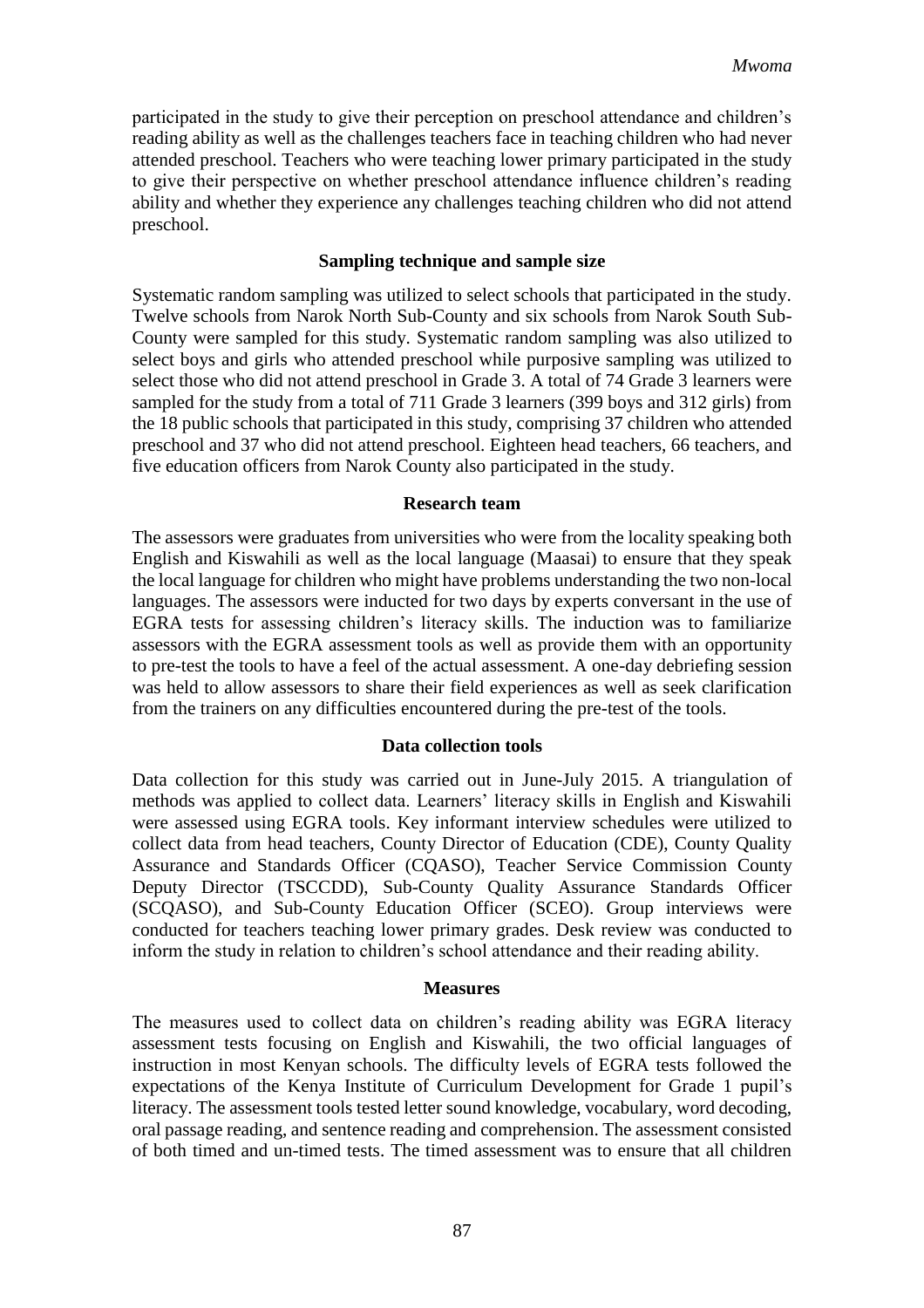participated in the study to give their perception on preschool attendance and children's reading ability as well as the challenges teachers face in teaching children who had never attended preschool. Teachers who were teaching lower primary participated in the study to give their perspective on whether preschool attendance influence children's reading ability and whether they experience any challenges teaching children who did not attend preschool.

### Sampling technique and sample size

Systematic random sampling was utilized to select schools that participated in the study. Twelve schools from Narok North Sub-County and six schools from Narok South Sub-County were sampled for this study. Systematic random sampling was also utilized to select boys and girls who attended preschool while purposive sampling was utilized to select those who did not attend preschool in Grade 3. A total of 74 Grade 3 learners were sampled for the study from a total of 711 Grade 3 learners (399 boys and 312 girls) from the 18 public schools that participated in this study, comprising 37 children who attended preschool and 37 who did not attend preschool. Eighteen head teachers, 66 teachers, and five education officers from Narok County also participated in the study.

### Research team

The assessors were graduates from universities who were from the locality speaking both English and Kiswahili as well as the local language (Maasai) to ensure that they speak the local language for children who might have problems understanding the two non-local languages. The assessors were inducted for two days by experts conversant in the use of EGRA tests for assessing children's literacy skills. The induction was to familiarize assessors with the EGRA assessment tools as well as provide them with an opportunity to pre-test the tools to have a feel of the actual assessment. A one-day debriefing session was held to allow assessors to share their field experiences as well as seek clarification from the trainers on any difficulties encountered during the pre-test of the tools.

### Data collection tools

Data collection for this study was carried out in June-July 2015. A triangulation of methods was applied to collect data. Learners' literacy skills in English and Kiswahili were assessed using EGRA tools. Key informant interview schedules were utilized to collect data from head teachers, County Director of Education (CDE), County Quality Assurance and Standards Officer (CQASO), Teacher Service Commission County Deputy Director (TSCCDD), Sub-County Quality Assurance Standards Officer (SCQASO), and Sub-County Education Officer (SCEO). Group interviews were conducted for teachers teaching lower primary grades. Desk review was conducted to inform the study in relation to children's school attendance and their reading ability.

### Measures

The measures used to collect data on children's reading ability was EGRA literacy assessment tests focusing on English and Kiswahili, the two official languages of instruction in most Kenyan schools. The difficulty levels of EGRA tests followed the expectations of the Kenya Institute of Curriculum Development for Grade 1 pupil's literacy. The assessment tools tested letter sound knowledge, vocabulary, word decoding, oral passage reading, and sentence reading and comprehension. The assessment consisted of both timed and un-timed tests. The timed assessment was to ensure that all children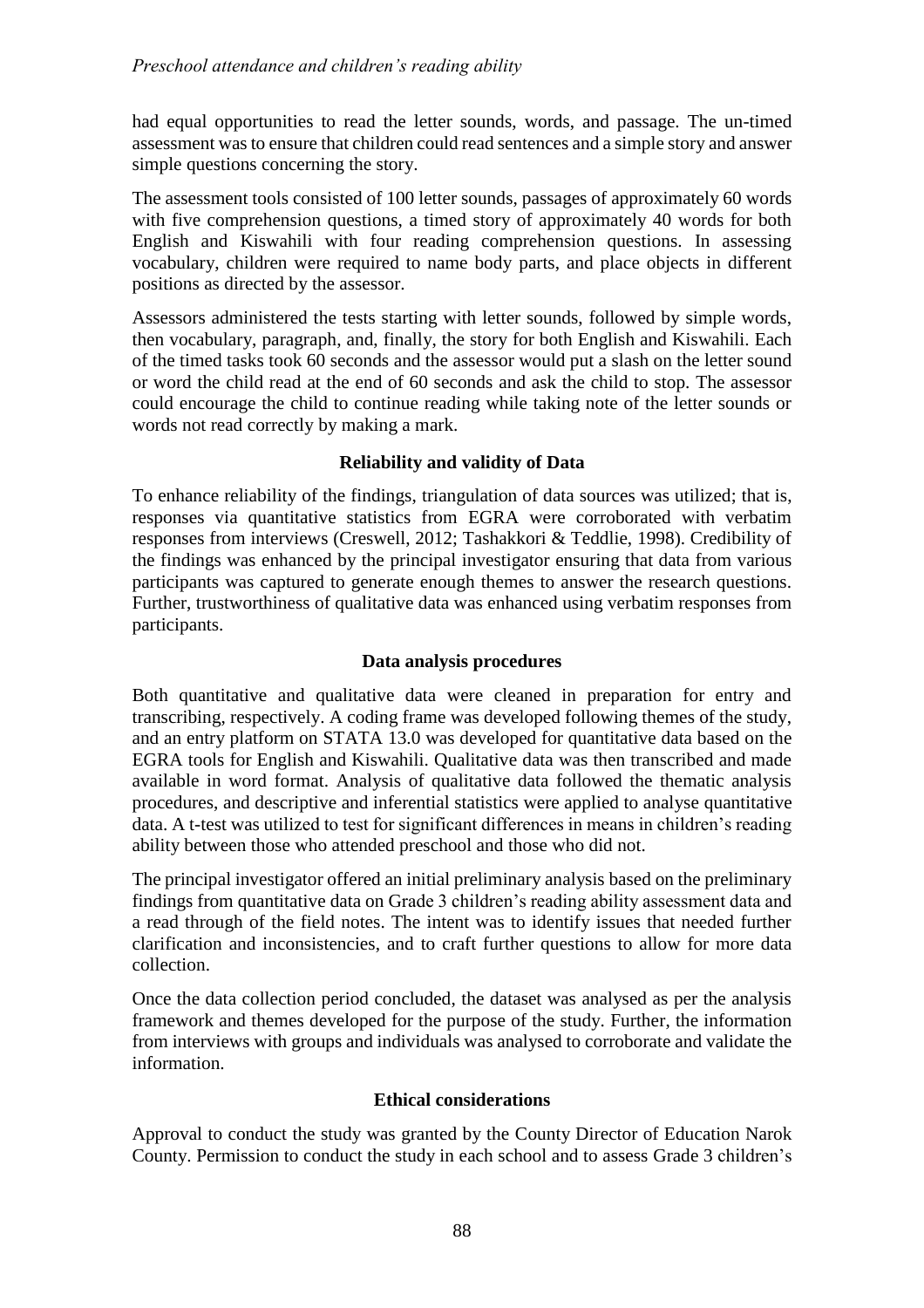had equal opportunities to read the letter sounds, words, and passage. The un-timed assessment was to ensure that children could read sentences and a simple story and answer simple questions concerning the story.

The assessment tools consisted of 100 letter sounds, passages of approximately 60 words with five comprehension questions, a timed story of approximately 40 words for both English and Kiswahili with four reading comprehension questions. In assessing vocabulary, children were required to name body parts, and place objects in different positions as directed by the assessor.

Assessors administered the tests starting with letter sounds, followed by simple words, then vocabulary, paragraph, and, finally, the story for both English and Kiswahili. Each of the timed tasks took 60 seconds and the assessor would put a slash on the letter sound or word the child read at the end of 60 seconds and ask the child to stop. The assessor could encourage the child to continue reading while taking note of the letter sounds or words not read correctly by making a mark.

### Reliability and validity of Data

To enhance reliability of the findings, triangulation of data sources was utilized; that is, responses via quantitative statistics from EGRA were corroborated with verbatim responses from interviews (Creswell, 2012; Tashakkori & Teddlie, 1998). Credibility of the findings was enhanced by the principal investigator ensuring that data from various participants was captured to generate enough themes to answer the research questions. Further, trustworthiness of qualitative data was enhanced using verbatim responses from participants.

### Data analysis procedures

Both quantitative and qualitative data were cleaned in preparation for entry and transcribing, respectively. A coding frame was developed following themes of the study, and an entry platform on STATA 13.0 was developed for quantitative data based on the EGRA tools for English and Kiswahili. Qualitative data was then transcribed and made available in word format. Analysis of qualitative data followed the thematic analysis procedures, and descriptive and inferential statistics were applied to analyse quantitative data. A t-test was utilized to test for significant differences in means in children's reading ability between those who attended preschool and those who did not.

The principal investigator offered an initial preliminary analysis based on the preliminary findings from quantitative data on Grade 3 children's reading ability assessment data and a read through of the field notes. The intent was to identify issues that needed further clarification and inconsistencies, and to craft further questions to allow for more data collection.

Once the data collection period concluded, the dataset was analysed as per the analysis framework and themes developed for the purpose of the study. Further, the information from interviews with groups and individuals was analysed to corroborate and validate the information.

### Ethical considerations

Approval to conduct the study was granted by the County Director of Education Narok County. Permission to conduct the study in each school and to assess Grade 3 children's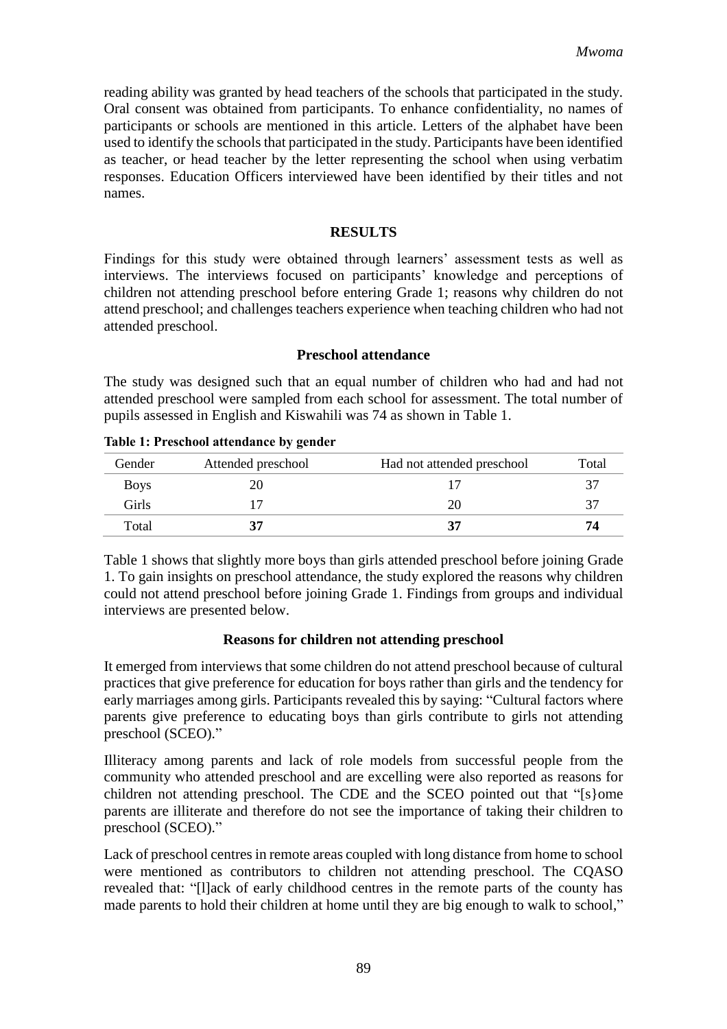reading ability was granted by head teachers of the schools that participated in the study. Oral consent was obtained from participants. To enhance confidentiality, no names of participants or schools are mentioned in this article. Letters of the alphabet have been used to identify the schools that participated in the study. Participants have been identified as teacher, or head teacher by the letter representing the school when using verbatim responses. Education Officers interviewed have been identified by their titles and not names.

## RESULTS

Findings for this study were obtained through learners' assessment tests as well as interviews. The interviews focused on participants' knowledge and perceptions of children not attending preschool before entering Grade 1; reasons why children do not attend preschool; and challenges teachers experience when teaching children who had not attended preschool.

### Preschool attendance

The study was designed such that an equal number of children who had and had not attended preschool were sampled from each school for assessment. The total number of pupils assessed in English and Kiswahili was 74 as shown in Table 1.

**Table 1: Preschool attendance by gender**

| Gender | Attended preschool | Had not attended preschool | Total |
|---|---|---|---|
| Boys | 20 | 17 | 37 |
| Girls | 17 | 20 | 37 |
| Total | **37** | **37** | **74** |

Table 1 shows that slightly more boys than girls attended preschool before joining Grade 1. To gain insights on preschool attendance, the study explored the reasons why children could not attend preschool before joining Grade 1. Findings from groups and individual interviews are presented below.

### Reasons for children not attending preschool

It emerged from interviews that some children do not attend preschool because of cultural practices that give preference for education for boys rather than girls and the tendency for early marriages among girls. Participants revealed this by saying: "Cultural factors where parents give preference to educating boys than girls contribute to girls not attending preschool (SCEO)."

Illiteracy among parents and lack of role models from successful people from the community who attended preschool and are excelling were also reported as reasons for children not attending preschool. The CDE and the SCEO pointed out that "[s}ome parents are illiterate and therefore do not see the importance of taking their children to preschool (SCEO)."

Lack of preschool centres in remote areas coupled with long distance from home to school were mentioned as contributors to children not attending preschool. The CQASO revealed that: "[l]ack of early childhood centres in the remote parts of the county has made parents to hold their children at home until they are big enough to walk to school,"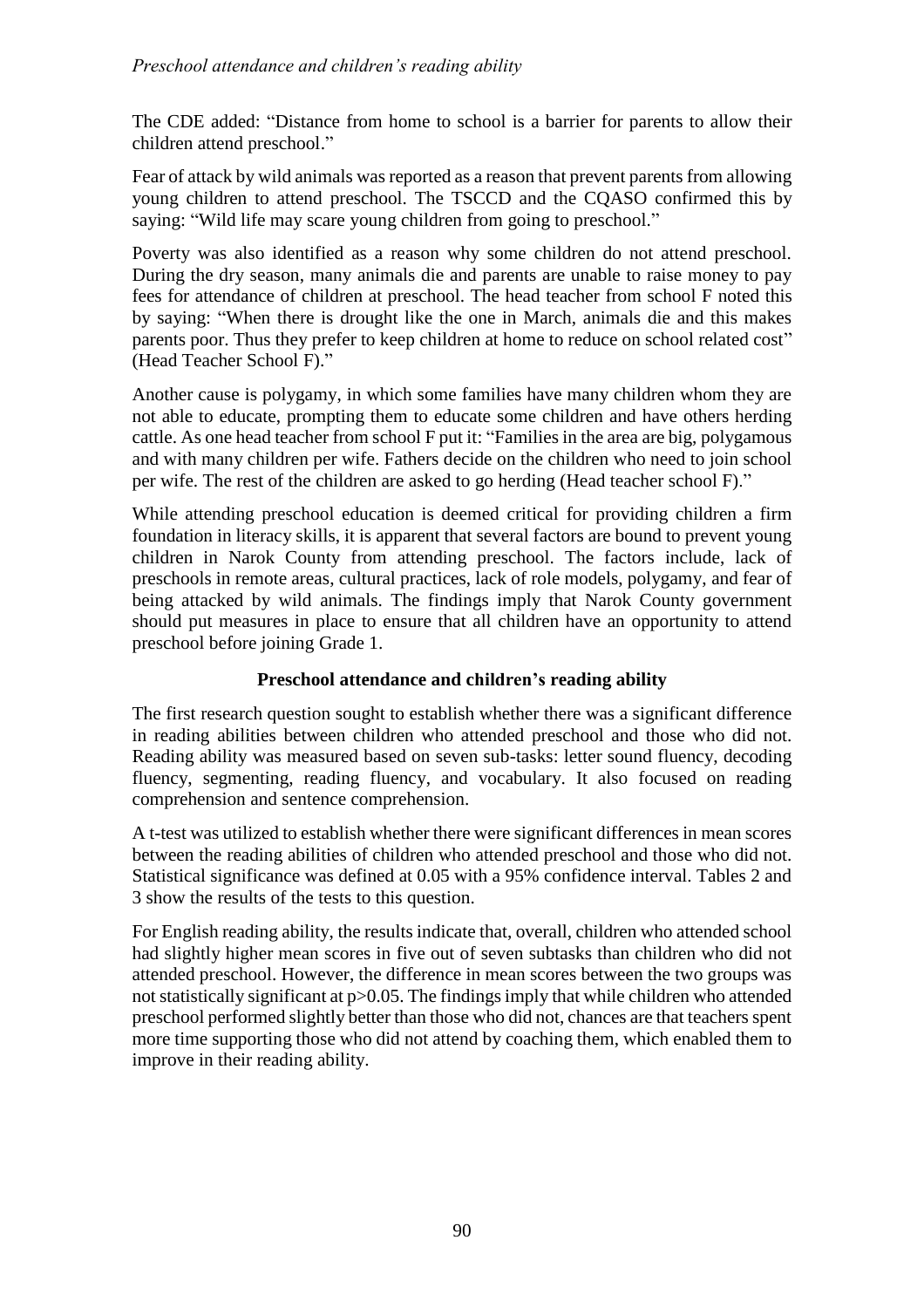The CDE added: “Distance from home to school is a barrier for parents to allow their children attend preschool.”

Fear of attack by wild animals was reported as a reason that prevent parents from allowing young children to attend preschool. The TSCCD and the CQASO confirmed this by saying: “Wild life may scare young children from going to preschool.”

Poverty was also identified as a reason why some children do not attend preschool. During the dry season, many animals die and parents are unable to raise money to pay fees for attendance of children at preschool. The head teacher from school F noted this by saying: “When there is drought like the one in March, animals die and this makes parents poor. Thus they prefer to keep children at home to reduce on school related cost” (Head Teacher School F).”

Another cause is polygamy, in which some families have many children whom they are not able to educate, prompting them to educate some children and have others herding cattle. As one head teacher from school F put it: “Families in the area are big, polygamous and with many children per wife. Fathers decide on the children who need to join school per wife. The rest of the children are asked to go herding (Head teacher school F).”

While attending preschool education is deemed critical for providing children a firm foundation in literacy skills, it is apparent that several factors are bound to prevent young children in Narok County from attending preschool. The factors include, lack of preschools in remote areas, cultural practices, lack of role models, polygamy, and fear of being attacked by wild animals. The findings imply that Narok County government should put measures in place to ensure that all children have an opportunity to attend preschool before joining Grade 1.

## Preschool attendance and children’s reading ability

The first research question sought to establish whether there was a significant difference in reading abilities between children who attended preschool and those who did not. Reading ability was measured based on seven sub-tasks: letter sound fluency, decoding fluency, segmenting, reading fluency, and vocabulary. It also focused on reading comprehension and sentence comprehension.

A t-test was utilized to establish whether there were significant differences in mean scores between the reading abilities of children who attended preschool and those who did not. Statistical significance was defined at 0.05 with a 95% confidence interval. Tables 2 and 3 show the results of the tests to this question.

For English reading ability, the results indicate that, overall, children who attended school had slightly higher mean scores in five out of seven subtasks than children who did not attended preschool. However, the difference in mean scores between the two groups was not statistically significant at $p>0.05$. The findings imply that while children who attended preschool performed slightly better than those who did not, chances are that teachers spent more time supporting those who did not attend by coaching them, which enabled them to improve in their reading ability.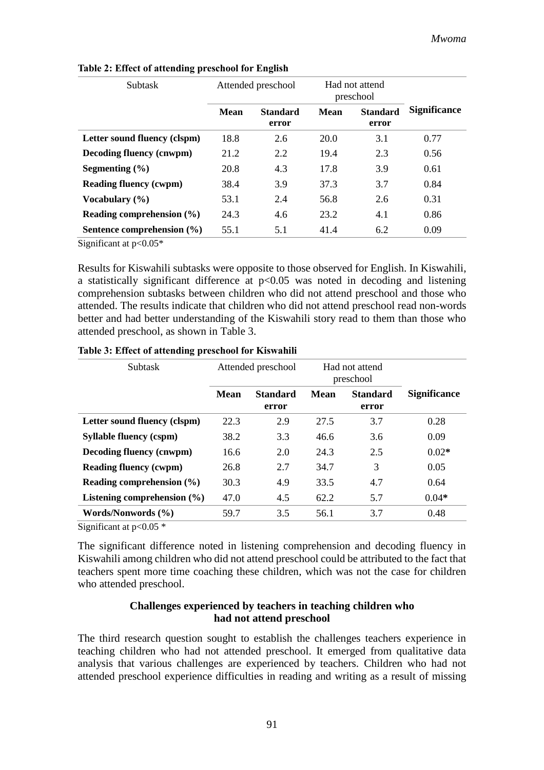**Table 2: Effect of attending preschool for English**

| Subtask | Attended preschool | | Had not attend preschool | | |
|---|---|---|---|---|---|
| | **Mean** | **Standard error** | **Mean** | **Standard error** | **Significance** |
| **Letter sound fluency (clspm)** | 18.8 | 2.6 | 20.0 | 3.1 | 0.77 |
| **Decoding fluency (cnwpm)** | 21.2 | 2.2 | 19.4 | 2.3 | 0.56 |
| **Segmenting (%)** | 20.8 | 4.3 | 17.8 | 3.9 | 0.61 |
| **Reading fluency (cwpm)** | 38.4 | 3.9 | 37.3 | 3.7 | 0.84 |
| **Vocabulary (%)** | 53.1 | 2.4 | 56.8 | 2.6 | 0.31 |
| **Reading comprehension (%)** | 24.3 | 4.6 | 23.2 | 4.1 | 0.86 |
| **Sentence comprehension (%)** | 55.1 | 5.1 | 41.4 | 6.2 | 0.09 |

Significant at $p<0.05$*

Results for Kiswahili subtasks were opposite to those observed for English. In Kiswahili, a statistically significant difference at $p<0.05$ was noted in decoding and listening comprehension subtasks between children who did not attend preschool and those who attended. The results indicate that children who did not attend preschool read non-words better and had better understanding of the Kiswahili story read to them than those who attended preschool, as shown in Table 3.

**Table 3: Effect of attending preschool for Kiswahili**

| Subtask | Attended preschool | | Had not attend preschool | | |
|---|---|---|---|---|---|
| | **Mean** | **Standard error** | **Mean** | **Standard error** | **Significance** |
| **Letter sound fluency (clspm)** | 22.3 | 2.9 | 27.5 | 3.7 | 0.28 |
| **Syllable fluency (cspm)** | 38.2 | 3.3 | 46.6 | 3.6 | 0.09 |
| **Decoding fluency (cnwpm)** | 16.6 | 2.0 | 24.3 | 2.5 | 0.02* |
| **Reading fluency (cwpm)** | 26.8 | 2.7 | 34.7 | 3 | 0.05 |
| **Reading comprehension (%)** | 30.3 | 4.9 | 33.5 | 4.7 | 0.64 |
| **Listening comprehension (%)** | 47.0 | 4.5 | 62.2 | 5.7 | 0.04* |
| **Words/Nonwords (%)** | 59.7 | 3.5 | 56.1 | 3.7 | 0.48 |

Significant at $p<0.05$ *

The significant difference noted in listening comprehension and decoding fluency in Kiswahili among children who did not attend preschool could be attributed to the fact that teachers spent more time coaching these children, which was not the case for children who attended preschool.

### Challenges experienced by teachers in teaching children who had not attend preschool

The third research question sought to establish the challenges teachers experience in teaching children who had not attended preschool. It emerged from qualitative data analysis that various challenges are experienced by teachers. Children who had not attended preschool experience difficulties in reading and writing as a result of missing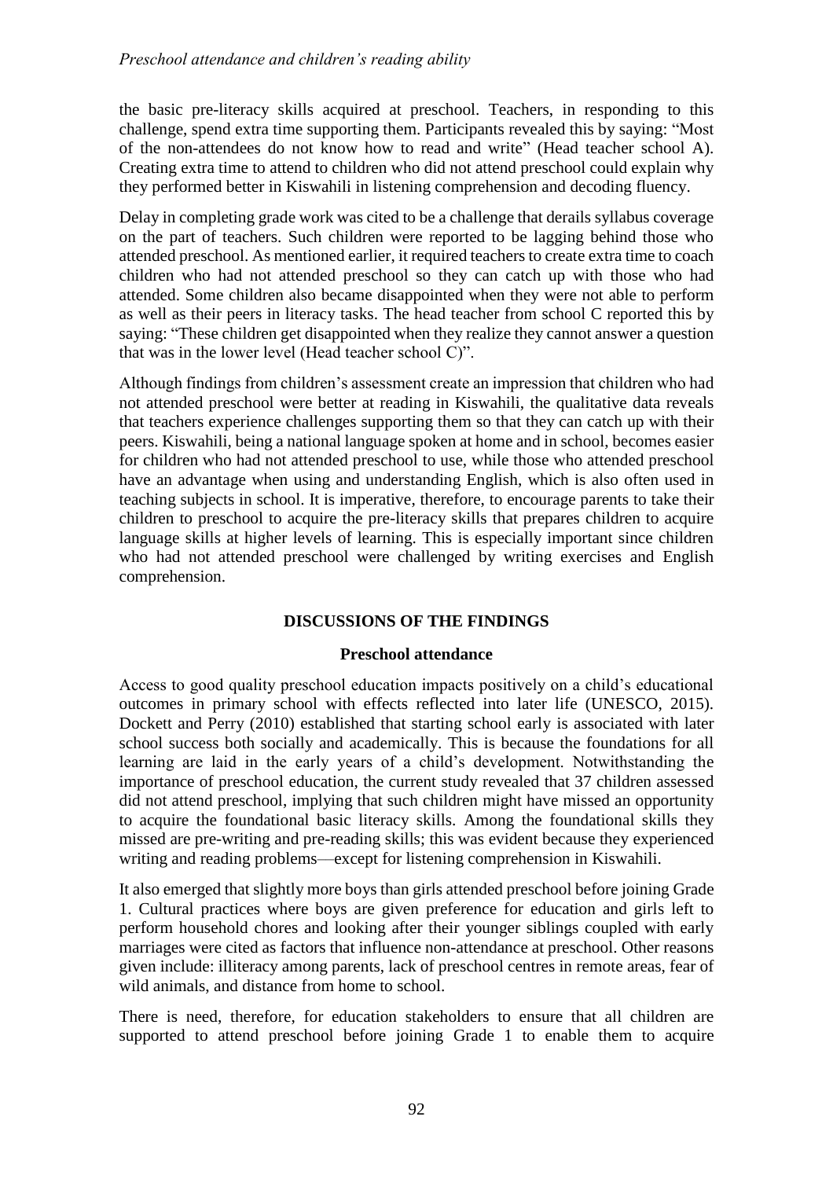the basic pre-literacy skills acquired at preschool. Teachers, in responding to this challenge, spend extra time supporting them. Participants revealed this by saying: "Most of the non-attendees do not know how to read and write" (Head teacher school A). Creating extra time to attend to children who did not attend preschool could explain why they performed better in Kiswahili in listening comprehension and decoding fluency.

Delay in completing grade work was cited to be a challenge that derails syllabus coverage on the part of teachers. Such children were reported to be lagging behind those who attended preschool. As mentioned earlier, it required teachers to create extra time to coach children who had not attended preschool so they can catch up with those who had attended. Some children also became disappointed when they were not able to perform as well as their peers in literacy tasks. The head teacher from school C reported this by saying: "These children get disappointed when they realize they cannot answer a question that was in the lower level (Head teacher school C)".

Although findings from children's assessment create an impression that children who had not attended preschool were better at reading in Kiswahili, the qualitative data reveals that teachers experience challenges supporting them so that they can catch up with their peers. Kiswahili, being a national language spoken at home and in school, becomes easier for children who had not attended preschool to use, while those who attended preschool have an advantage when using and understanding English, which is also often used in teaching subjects in school. It is imperative, therefore, to encourage parents to take their children to preschool to acquire the pre-literacy skills that prepares children to acquire language skills at higher levels of learning. This is especially important since children who had not attended preschool were challenged by writing exercises and English comprehension.

## DISCUSSIONS OF THE FINDINGS

### Preschool attendance

Access to good quality preschool education impacts positively on a child's educational outcomes in primary school with effects reflected into later life (UNESCO, 2015). Dockett and Perry (2010) established that starting school early is associated with later school success both socially and academically. This is because the foundations for all learning are laid in the early years of a child's development. Notwithstanding the importance of preschool education, the current study revealed that 37 children assessed did not attend preschool, implying that such children might have missed an opportunity to acquire the foundational basic literacy skills. Among the foundational skills they missed are pre-writing and pre-reading skills; this was evident because they experienced writing and reading problems—except for listening comprehension in Kiswahili.

It also emerged that slightly more boys than girls attended preschool before joining Grade 1. Cultural practices where boys are given preference for education and girls left to perform household chores and looking after their younger siblings coupled with early marriages were cited as factors that influence non-attendance at preschool. Other reasons given include: illiteracy among parents, lack of preschool centres in remote areas, fear of wild animals, and distance from home to school.

There is need, therefore, for education stakeholders to ensure that all children are supported to attend preschool before joining Grade 1 to enable them to acquire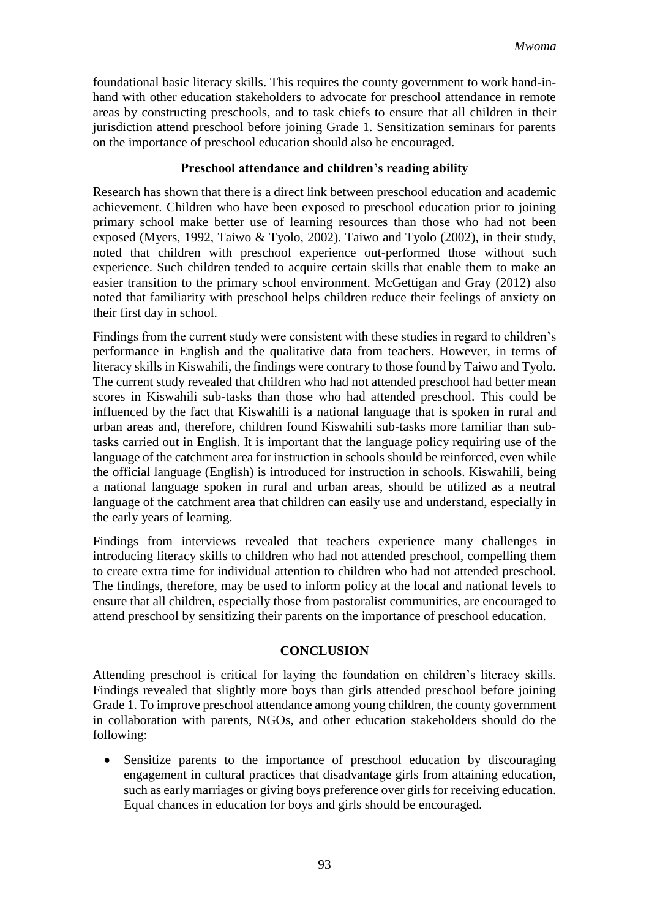foundational basic literacy skills. This requires the county government to work hand-in-hand with other education stakeholders to advocate for preschool attendance in remote areas by constructing preschools, and to task chiefs to ensure that all children in their jurisdiction attend preschool before joining Grade 1. Sensitization seminars for parents on the importance of preschool education should also be encouraged.

### Preschool attendance and children's reading ability

Research has shown that there is a direct link between preschool education and academic achievement. Children who have been exposed to preschool education prior to joining primary school make better use of learning resources than those who had not been exposed (Myers, 1992, Taiwo & Tyolo, 2002). Taiwo and Tyolo (2002), in their study, noted that children with preschool experience out-performed those without such experience. Such children tended to acquire certain skills that enable them to make an easier transition to the primary school environment. McGettigan and Gray (2012) also noted that familiarity with preschool helps children reduce their feelings of anxiety on their first day in school.

Findings from the current study were consistent with these studies in regard to children's performance in English and the qualitative data from teachers. However, in terms of literacy skills in Kiswahili, the findings were contrary to those found by Taiwo and Tyolo. The current study revealed that children who had not attended preschool had better mean scores in Kiswahili sub-tasks than those who had attended preschool. This could be influenced by the fact that Kiswahili is a national language that is spoken in rural and urban areas and, therefore, children found Kiswahili sub-tasks more familiar than sub-tasks carried out in English. It is important that the language policy requiring use of the language of the catchment area for instruction in schools should be reinforced, even while the official language (English) is introduced for instruction in schools. Kiswahili, being a national language spoken in rural and urban areas, should be utilized as a neutral language of the catchment area that children can easily use and understand, especially in the early years of learning.

Findings from interviews revealed that teachers experience many challenges in introducing literacy skills to children who had not attended preschool, compelling them to create extra time for individual attention to children who had not attended preschool. The findings, therefore, may be used to inform policy at the local and national levels to ensure that all children, especially those from pastoralist communities, are encouraged to attend preschool by sensitizing their parents on the importance of preschool education.

## CONCLUSION

Attending preschool is critical for laying the foundation on children's literacy skills. Findings revealed that slightly more boys than girls attended preschool before joining Grade 1. To improve preschool attendance among young children, the county government in collaboration with parents, NGOs, and other education stakeholders should do the following:

- Sensitize parents to the importance of preschool education by discouraging engagement in cultural practices that disadvantage girls from attaining education, such as early marriages or giving boys preference over girls for receiving education. Equal chances in education for boys and girls should be encouraged.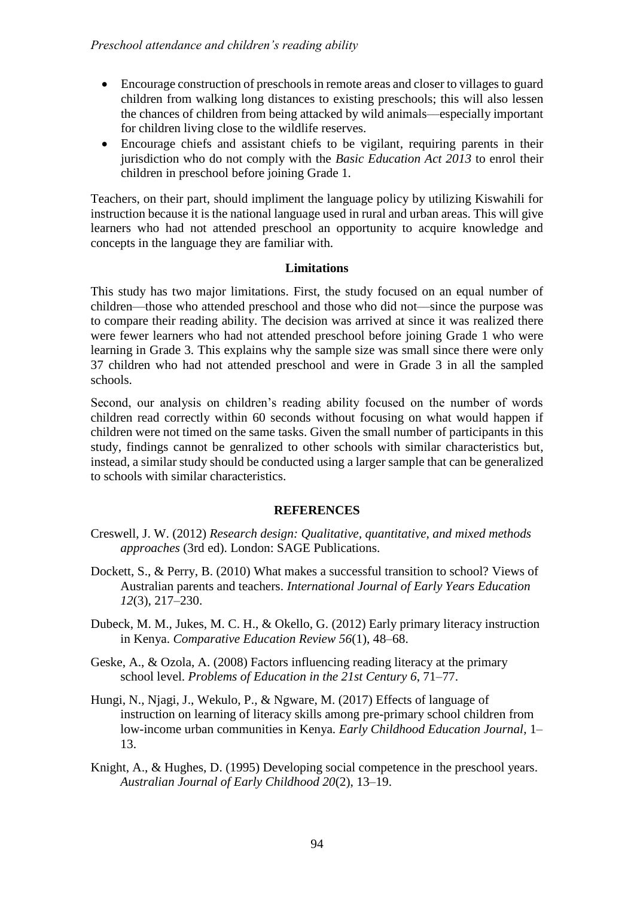- Encourage construction of preschools in remote areas and closer to villages to guard children from walking long distances to existing preschools; this will also lessen the chances of children from being attacked by wild animals—especially important for children living close to the wildlife reserves.
- Encourage chiefs and assistant chiefs to be vigilant, requiring parents in their jurisdiction who do not comply with the *Basic Education Act 2013* to enrol their children in preschool before joining Grade 1.

Teachers, on their part, should impliment the language policy by utilizing Kiswahili for instruction because it is the national language used in rural and urban areas. This will give learners who had not attended preschool an opportunity to acquire knowledge and concepts in the language they are familiar with.

## Limitations

This study has two major limitations. First, the study focused on an equal number of children—those who attended preschool and those who did not—since the purpose was to compare their reading ability. The decision was arrived at since it was realized there were fewer learners who had not attended preschool before joining Grade 1 who were learning in Grade 3. This explains why the sample size was small since there were only 37 children who had not attended preschool and were in Grade 3 in all the sampled schools.

Second, our analysis on children's reading ability focused on the number of words children read correctly within 60 seconds without focusing on what would happen if children were not timed on the same tasks. Given the small number of participants in this study, findings cannot be genralized to other schools with similar characteristics but, instead, a similar study should be conducted using a larger sample that can be generalized to schools with similar characteristics.

## REFERENCES

Creswell, J. W. (2012) *Research design: Qualitative, quantitative, and mixed methods approaches* (3rd ed). London: SAGE Publications.

Dockett, S., & Perry, B. (2010) What makes a successful transition to school? Views of Australian parents and teachers. *International Journal of Early Years Education 12*(3), 217–230.

Dubeck, M. M., Jukes, M. C. H., & Okello, G. (2012) Early primary literacy instruction in Kenya. *Comparative Education Review 56*(1), 48–68.

Geske, A., & Ozola, A. (2008) Factors influencing reading literacy at the primary school level. *Problems of Education in the 21st Century 6*, 71–77.

Hungi, N., Njagi, J., Wekulo, P., & Ngware, M. (2017) Effects of language of instruction on learning of literacy skills among pre-primary school children from low-income urban communities in Kenya. *Early Childhood Education Journal*, 1–13.

Knight, A., & Hughes, D. (1995) Developing social competence in the preschool years. *Australian Journal of Early Childhood 20*(2), 13–19.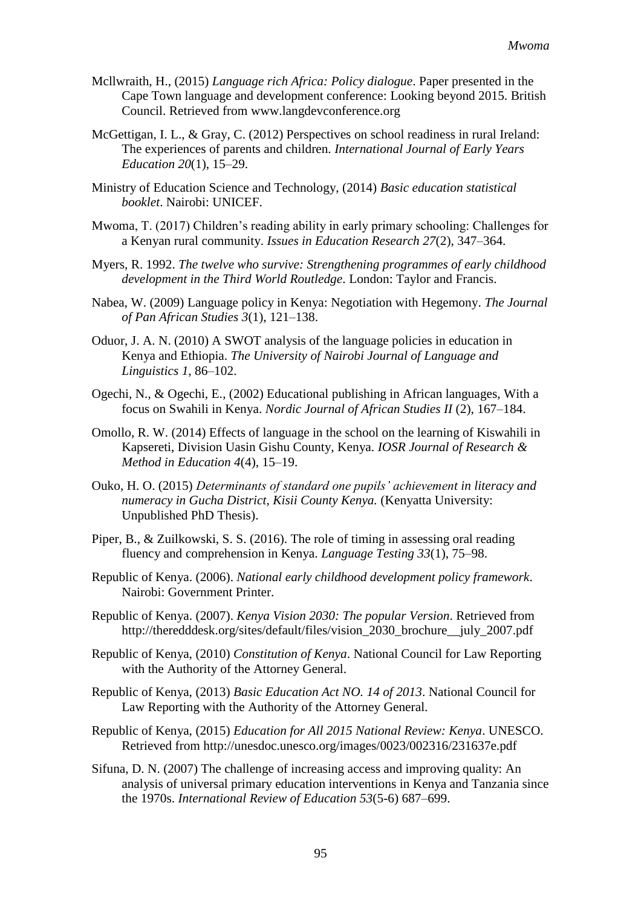Mcllwraith, H., (2015) *Language rich Africa: Policy dialogue*. Paper presented in the Cape Town language and development conference: Looking beyond 2015. British Council. Retrieved from www.langdevconference.org

McGettigan, I. L., & Gray, C. (2012) Perspectives on school readiness in rural Ireland: The experiences of parents and children. *International Journal of Early Years Education 20*(1), 15–29.

Ministry of Education Science and Technology, (2014) *Basic education statistical booklet*. Nairobi: UNICEF.

Mwoma, T. (2017) Children's reading ability in early primary schooling: Challenges for a Kenyan rural community. *Issues in Education Research 27*(2), 347–364.

Myers, R. 1992. *The twelve who survive: Strengthening programmes of early childhood development in the Third World Routledge*. London: Taylor and Francis.

Nabea, W. (2009) Language policy in Kenya: Negotiation with Hegemony. *The Journal of Pan African Studies 3*(1), 121–138.

Oduor, J. A. N. (2010) A SWOT analysis of the language policies in education in Kenya and Ethiopia. *The University of Nairobi Journal of Language and Linguistics 1*, 86–102.

Ogechi, N., & Ogechi, E., (2002) Educational publishing in African languages, With a focus on Swahili in Kenya. *Nordic Journal of African Studies II* (2), 167–184.

Omollo, R. W. (2014) Effects of language in the school on the learning of Kiswahili in Kapsereti, Division Uasin Gishu County, Kenya. *IOSR Journal of Research & Method in Education 4*(4), 15–19.

Ouko, H. O. (2015) *Determinants of standard one pupils' achievement in literacy and numeracy in Gucha District, Kisii County Kenya.* (Kenyatta University: Unpublished PhD Thesis).

Piper, B., & Zuilkowski, S. S. (2016). The role of timing in assessing oral reading fluency and comprehension in Kenya. *Language Testing 33*(1), 75–98.

Republic of Kenya. (2006). *National early childhood development policy framework*. Nairobi: Government Printer.

Republic of Kenya. (2007). *Kenya Vision 2030: The popular Version*. Retrieved from http://theredddesk.org/sites/default/files/vision_2030_brochure__july_2007.pdf

Republic of Kenya, (2010) *Constitution of Kenya*. National Council for Law Reporting with the Authority of the Attorney General.

Republic of Kenya, (2013) *Basic Education Act NO. 14 of 2013*. National Council for Law Reporting with the Authority of the Attorney General.

Republic of Kenya, (2015) *Education for All 2015 National Review: Kenya*. UNESCO. Retrieved from http://unesdoc.unesco.org/images/0023/002316/231637e.pdf

Sifuna, D. N. (2007) The challenge of increasing access and improving quality: An analysis of universal primary education interventions in Kenya and Tanzania since the 1970s. *International Review of Education 53*(5-6) 687–699.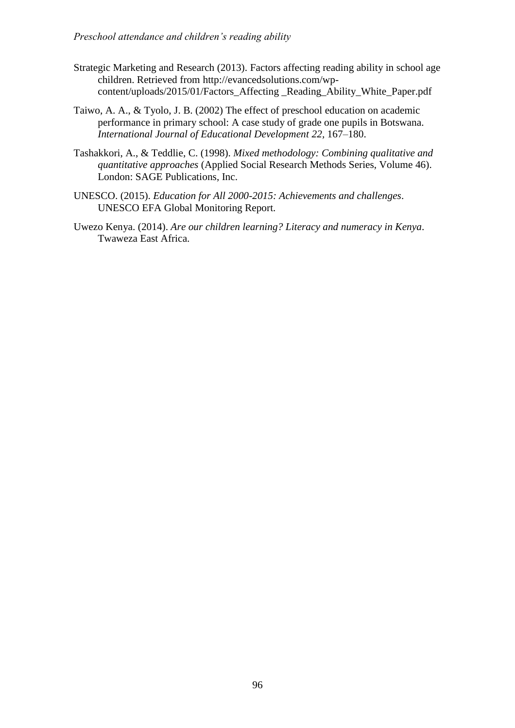Strategic Marketing and Research (2013). Factors affecting reading ability in school age children. Retrieved from http://evancedsolutions.com/wp-content/uploads/2015/01/Factors_Affecting _Reading_Ability_White_Paper.pdf

Taiwo, A. A., & Tyolo, J. B. (2002) The effect of preschool education on academic performance in primary school: A case study of grade one pupils in Botswana. *International Journal of Educational Development 22,* 167–180.

Tashakkori, A., & Teddlie, C. (1998). *Mixed methodology: Combining qualitative and quantitative approaches* (Applied Social Research Methods Series, Volume 46). London: SAGE Publications, Inc.

UNESCO. (2015). *Education for All 2000-2015: Achievements and challenges*. UNESCO EFA Global Monitoring Report.

Uwezo Kenya. (2014). *Are our children learning? Literacy and numeracy in Kenya*. Twaweza East Africa.